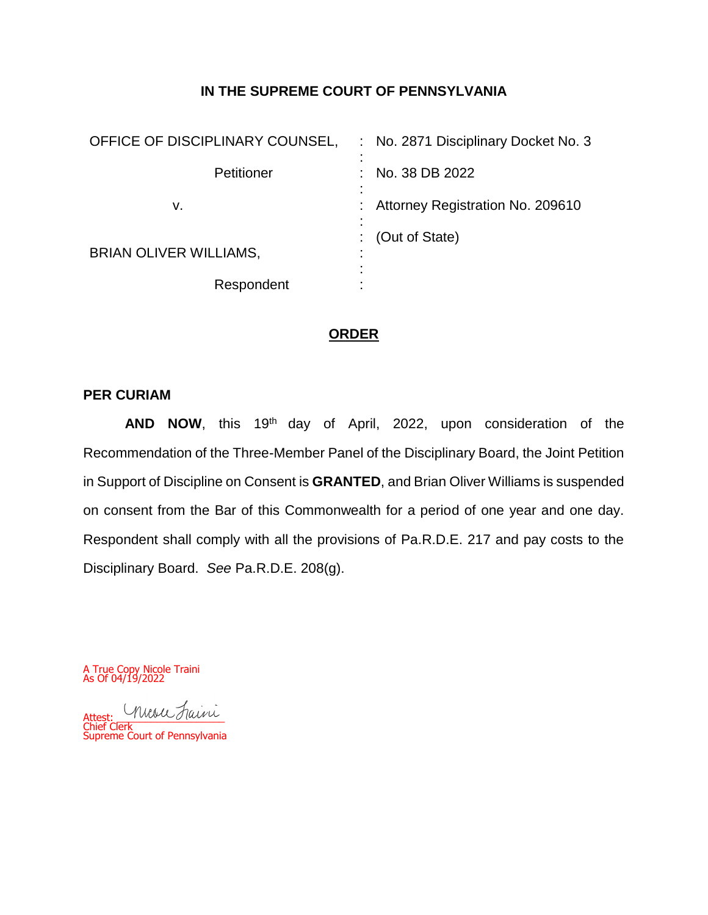**IN THE SUPREME COURT OF PENNSYLVANIA**

| | | |
|---|---|---|
| OFFICE OF DISCIPLINARY COUNSEL, | : | No. 2871 Disciplinary Docket No. 3 |
| Petitioner | : | No. 38 DB 2022 |
| v. | : | Attorney Registration No. 209610 |
| | : | (Out of State) |
| BRIAN OLIVER WILLIAMS, | : | |
| Respondent | : | |

## **ORDER**

**PER CURIAM**

**AND NOW**, this 19th day of April, 2022, upon consideration of the Recommendation of the Three-Member Panel of the Disciplinary Board, the Joint Petition in Support of Discipline on Consent is **GRANTED**, and Brian Oliver Williams is suspended on consent from the Bar of this Commonwealth for a period of one year and one day. Respondent shall comply with all the provisions of Pa.R.D.E. 217 and pay costs to the Disciplinary Board. *See* Pa.R.D.E. 208(g).

A True Copy Nicole Traini
As Of 04/19/2022

Attest: Nicole Traini
Chief Clerk
Supreme Court of Pennsylvania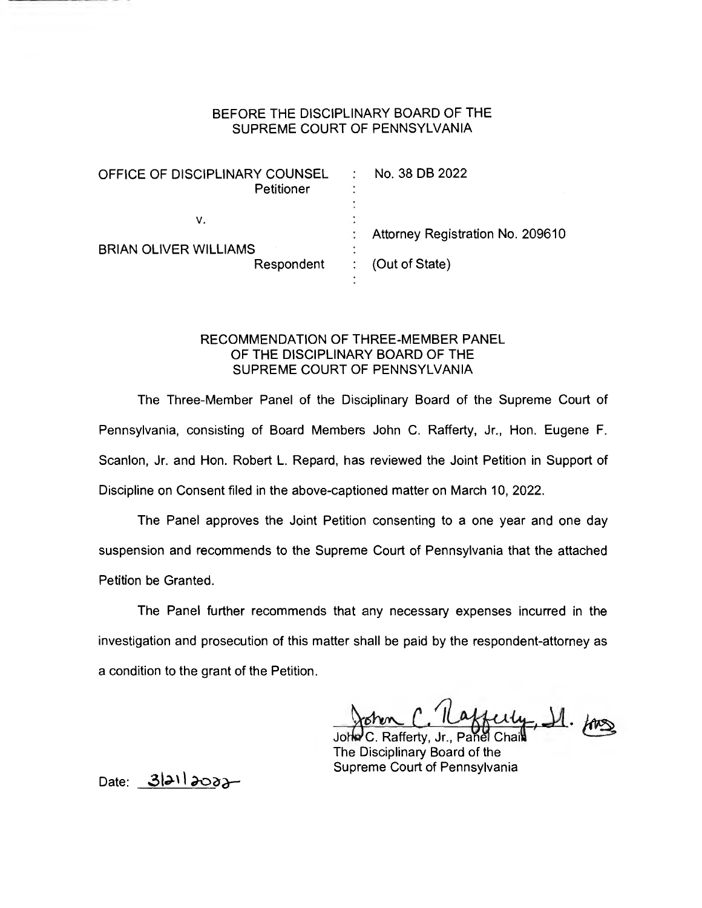BEFORE THE DISCIPLINARY BOARD OF THE
SUPREME COURT OF PENNSYLVANIA

| | | |
|---|---|---|
| OFFICE OF DISCIPLINARY COUNSEL<br>Petitioner | : | No. 38 DB 2022 |
| v. | : | |
| BRIAN OLIVER WILLIAMS<br>Respondent | : | Attorney Registration No. 209610<br>(Out of State) |

RECOMMENDATION OF THREE-MEMBER PANEL
OF THE DISCIPLINARY BOARD OF THE
SUPREME COURT OF PENNSYLVANIA

The Three-Member Panel of the Disciplinary Board of the Supreme Court of Pennsylvania, consisting of Board Members John C. Rafferty, Jr., Hon. Eugene F. Scanlon, Jr. and Hon. Robert L. Repard, has reviewed the Joint Petition in Support of Discipline on Consent filed in the above-captioned matter on March 10, 2022.

The Panel approves the Joint Petition consenting to a one year and one day suspension and recommends to the Supreme Court of Pennsylvania that the attached Petition be Granted.

The Panel further recommends that any necessary expenses incurred in the investigation and prosecution of this matter shall be paid by the respondent-attorney as a condition to the grant of the Petition.

John C. Rafferty, Jr.

John C. Rafferty, Jr., Panel Chair
The Disciplinary Board of the
Supreme Court of Pennsylvania

Date: 3/21/2022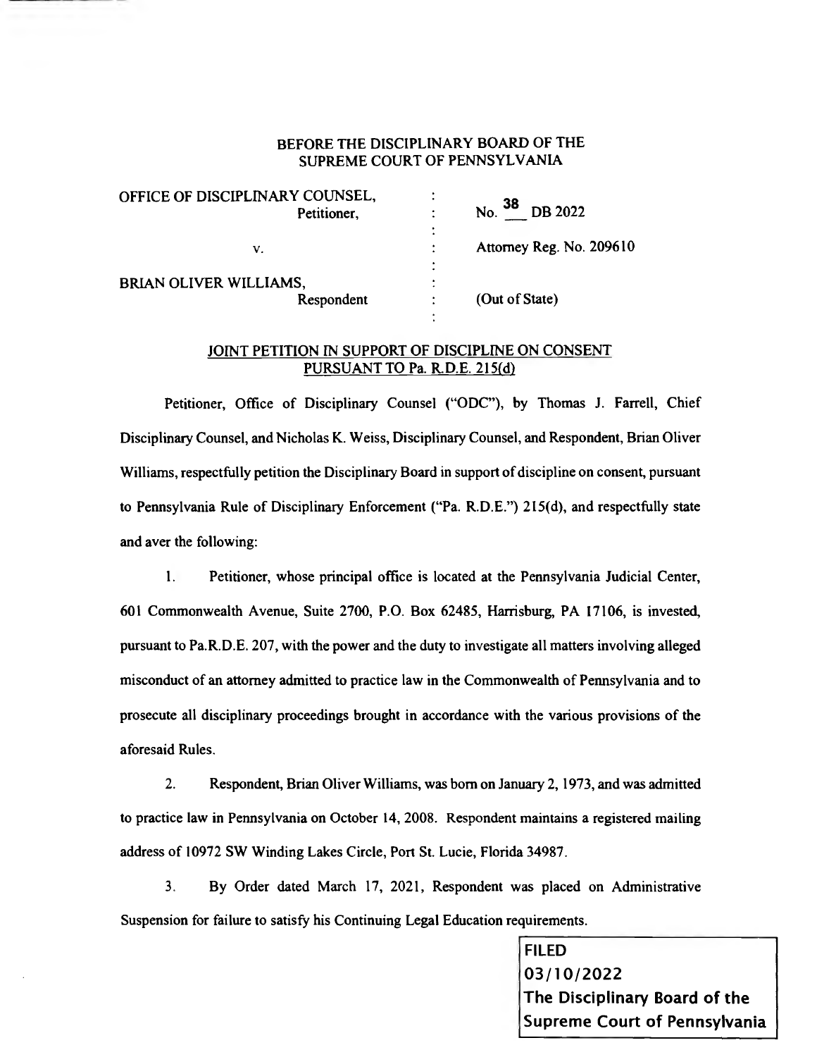BEFORE THE DISCIPLINARY BOARD OF THE
SUPREME COURT OF PENNSYLVANIA

| | | |
|---|---|---|
| OFFICE OF DISCIPLINARY COUNSEL, Petitioner, | : | No. 38 DB 2022 |
| v. | : | Attorney Reg. No. 209610 |
| BRIAN OLIVER WILLIAMS, Respondent | : | (Out of State) |

**JOINT PETITION IN SUPPORT OF DISCIPLINE ON CONSENT PURSUANT TO Pa. R.D.E. 215(d)**

Petitioner, Office of Disciplinary Counsel ("ODC"), by Thomas J. Farrell, Chief Disciplinary Counsel, and Nicholas K. Weiss, Disciplinary Counsel, and Respondent, Brian Oliver Williams, respectfully petition the Disciplinary Board in support of discipline on consent, pursuant to Pennsylvania Rule of Disciplinary Enforcement ("Pa. R.D.E.") 215(d), and respectfully state and aver the following:

1. Petitioner, whose principal office is located at the Pennsylvania Judicial Center, 601 Commonwealth Avenue, Suite 2700, P.O. Box 62485, Harrisburg, PA 17106, is invested, pursuant to Pa.R.D.E. 207, with the power and the duty to investigate all matters involving alleged misconduct of an attorney admitted to practice law in the Commonwealth of Pennsylvania and to prosecute all disciplinary proceedings brought in accordance with the various provisions of the aforesaid Rules.

2. Respondent, Brian Oliver Williams, was born on January 2, 1973, and was admitted to practice law in Pennsylvania on October 14, 2008. Respondent maintains a registered mailing address of 10972 SW Winding Lakes Circle, Port St. Lucie, Florida 34987.

3. By Order dated March 17, 2021, Respondent was placed on Administrative Suspension for failure to satisfy his Continuing Legal Education requirements.

FILED
03/10/2022
The Disciplinary Board of the
Supreme Court of Pennsylvania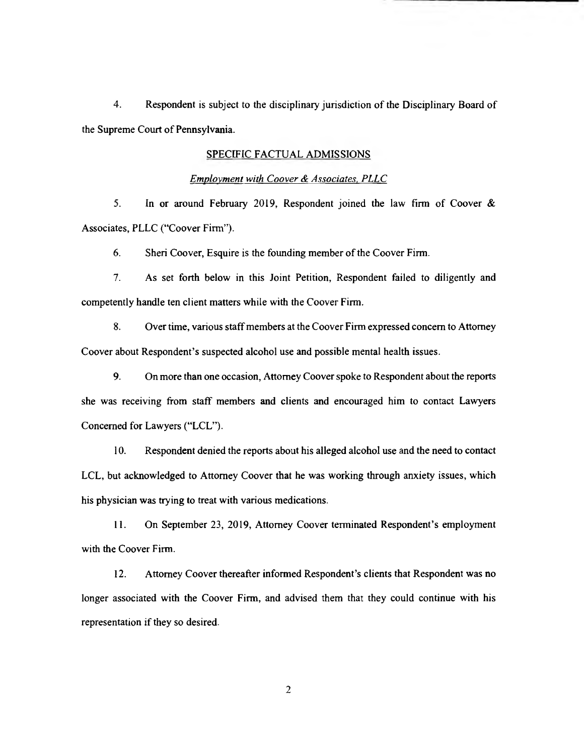4. Respondent is subject to the disciplinary jurisdiction of the Disciplinary Board of the Supreme Court of Pennsylvania.

## SPECIFIC FACTUAL ADMISSIONS

### *Employment with Coover & Associates, PLLC*

5. In or around February 2019, Respondent joined the law firm of Coover & Associates, PLLC ("Coover Firm").

6. Sheri Coover, Esquire is the founding member of the Coover Firm.

7. As set forth below in this Joint Petition, Respondent failed to diligently and competently handle ten client matters while with the Coover Firm.

8. Over time, various staff members at the Coover Firm expressed concern to Attorney Coover about Respondent's suspected alcohol use and possible mental health issues.

9. On more than one occasion, Attorney Coover spoke to Respondent about the reports she was receiving from staff members and clients and encouraged him to contact Lawyers Concerned for Lawyers ("LCL").

10. Respondent denied the reports about his alleged alcohol use and the need to contact LCL, but acknowledged to Attorney Coover that he was working through anxiety issues, which his physician was trying to treat with various medications.

11. On September 23, 2019, Attorney Coover terminated Respondent's employment with the Coover Firm.

12. Attorney Coover thereafter informed Respondent's clients that Respondent was no longer associated with the Coover Firm, and advised them that they could continue with his representation if they so desired.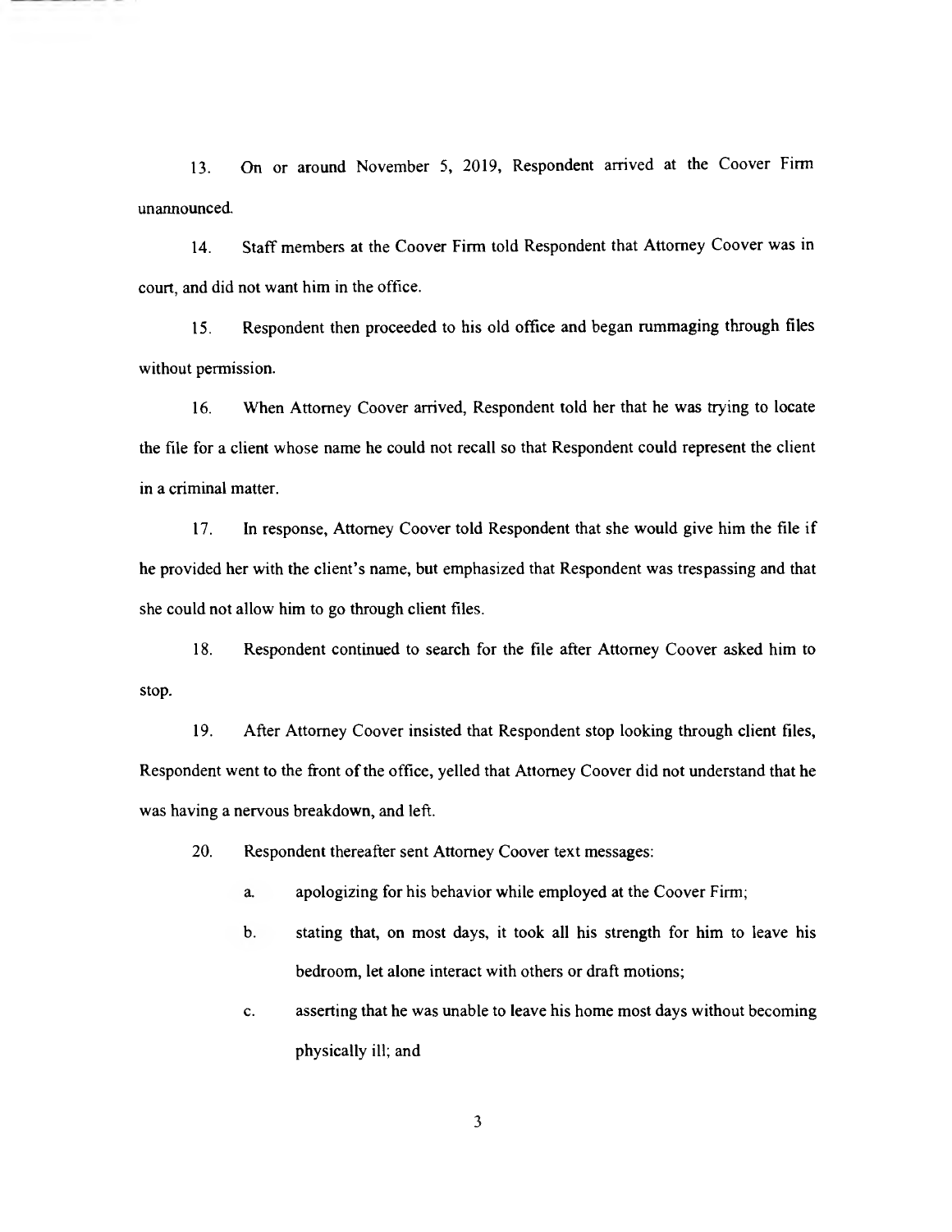13. On or around November 5, 2019, Respondent arrived at the Coover Firm unannounced.

14. Staff members at the Coover Firm told Respondent that Attorney Coover was in court, and did not want him in the office.

15. Respondent then proceeded to his old office and began rummaging through files without permission.

16. When Attorney Coover arrived, Respondent told her that he was trying to locate the file for a client whose name he could not recall so that Respondent could represent the client in a criminal matter.

17. In response, Attorney Coover told Respondent that she would give him the file if he provided her with the client's name, but emphasized that Respondent was trespassing and that she could not allow him to go through client files.

18. Respondent continued to search for the file after Attorney Coover asked him to stop.

19. After Attorney Coover insisted that Respondent stop looking through client files, Respondent went to the front of the office, yelled that Attorney Coover did not understand that he was having a nervous breakdown, and left.

20. Respondent thereafter sent Attorney Coover text messages:

   a. apologizing for his behavior while employed at the Coover Firm;

   b. stating that, on most days, it took all his strength for him to leave his bedroom, let alone interact with others or draft motions;

   c. asserting that he was unable to leave his home most days without becoming physically ill; and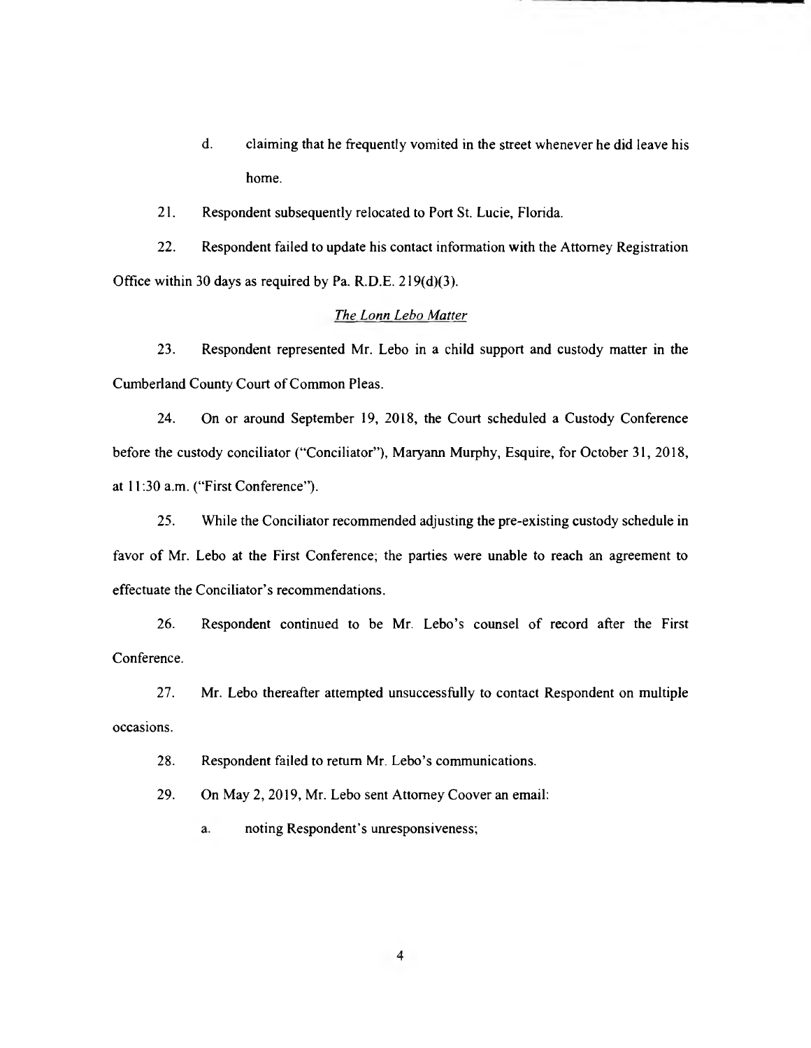d. claiming that he frequently vomited in the street whenever he did leave his home.

21. Respondent subsequently relocated to Port St. Lucie, Florida.

22. Respondent failed to update his contact information with the Attorney Registration Office within 30 days as required by Pa. R.D.E. 219(d)(3).

*The Lonn Lebo Matter*

23. Respondent represented Mr. Lebo in a child support and custody matter in the Cumberland County Court of Common Pleas.

24. On or around September 19, 2018, the Court scheduled a Custody Conference before the custody conciliator ("Conciliator"), Maryann Murphy, Esquire, for October 31, 2018, at 11:30 a.m. ("First Conference").

25. While the Conciliator recommended adjusting the pre-existing custody schedule in favor of Mr. Lebo at the First Conference; the parties were unable to reach an agreement to effectuate the Conciliator's recommendations.

26. Respondent continued to be Mr. Lebo's counsel of record after the First Conference.

27. Mr. Lebo thereafter attempted unsuccessfully to contact Respondent on multiple occasions.

28. Respondent failed to return Mr. Lebo's communications.

29. On May 2, 2019, Mr. Lebo sent Attorney Coover an email:

a. noting Respondent's unresponsiveness;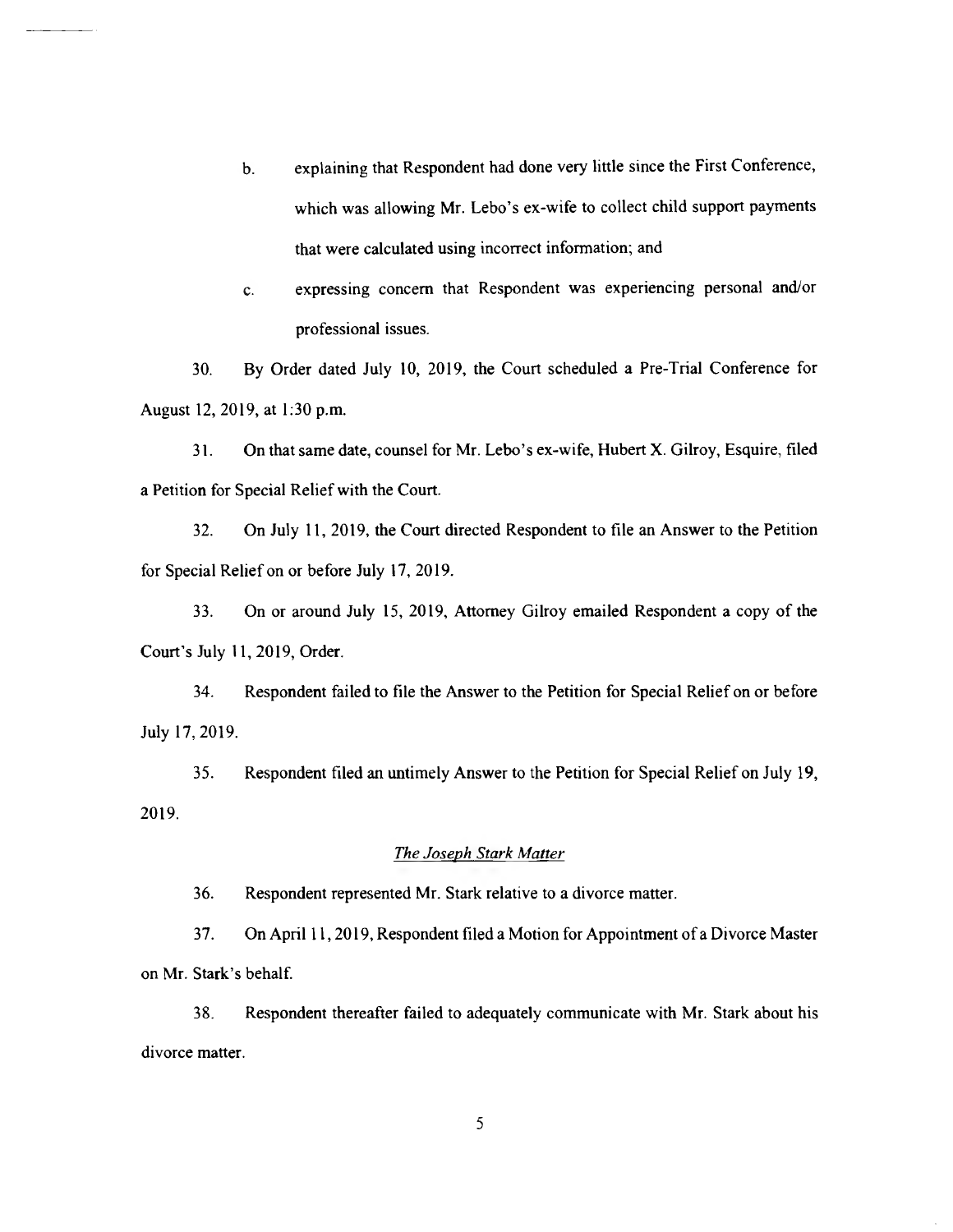b. explaining that Respondent had done very little since the First Conference, which was allowing Mr. Lebo's ex-wife to collect child support payments that were calculated using incorrect information; and

c. expressing concern that Respondent was experiencing personal and/or professional issues.

30. By Order dated July 10, 2019, the Court scheduled a Pre-Trial Conference for August 12, 2019, at 1:30 p.m.

31. On that same date, counsel for Mr. Lebo's ex-wife, Hubert X. Gilroy, Esquire, filed a Petition for Special Relief with the Court.

32. On July 11, 2019, the Court directed Respondent to file an Answer to the Petition for Special Relief on or before July 17, 2019.

33. On or around July 15, 2019, Attorney Gilroy emailed Respondent a copy of the Court's July 11, 2019, Order.

34. Respondent failed to file the Answer to the Petition for Special Relief on or before July 17, 2019.

35. Respondent filed an untimely Answer to the Petition for Special Relief on July 19, 2019.

*The Joseph Stark Matter*

36. Respondent represented Mr. Stark relative to a divorce matter.

37. On April 11, 2019, Respondent filed a Motion for Appointment of a Divorce Master on Mr. Stark's behalf.

38. Respondent thereafter failed to adequately communicate with Mr. Stark about his divorce matter.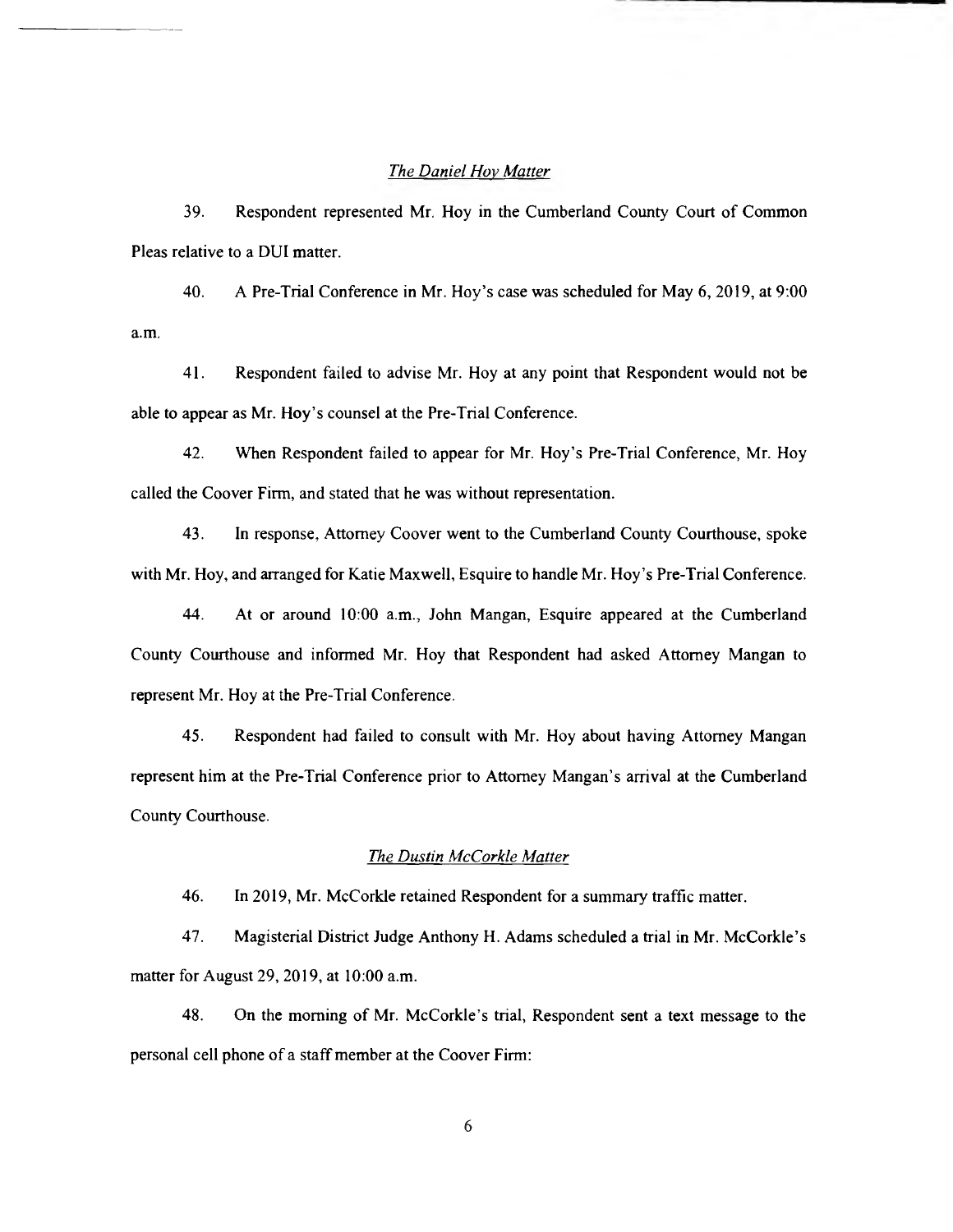*The Daniel Hoy Matter*

39. Respondent represented Mr. Hoy in the Cumberland County Court of Common Pleas relative to a DUI matter.

40. A Pre-Trial Conference in Mr. Hoy's case was scheduled for May 6, 2019, at 9:00 a.m.

41. Respondent failed to advise Mr. Hoy at any point that Respondent would not be able to appear as Mr. Hoy's counsel at the Pre-Trial Conference.

42. When Respondent failed to appear for Mr. Hoy's Pre-Trial Conference, Mr. Hoy called the Coover Firm, and stated that he was without representation.

43. In response, Attorney Coover went to the Cumberland County Courthouse, spoke with Mr. Hoy, and arranged for Katie Maxwell, Esquire to handle Mr. Hoy's Pre-Trial Conference.

44. At or around 10:00 a.m., John Mangan, Esquire appeared at the Cumberland County Courthouse and informed Mr. Hoy that Respondent had asked Attorney Mangan to represent Mr. Hoy at the Pre-Trial Conference.

45. Respondent had failed to consult with Mr. Hoy about having Attorney Mangan represent him at the Pre-Trial Conference prior to Attorney Mangan's arrival at the Cumberland County Courthouse.

*The Dustin McCorkle Matter*

46. In 2019, Mr. McCorkle retained Respondent for a summary traffic matter.

47. Magisterial District Judge Anthony H. Adams scheduled a trial in Mr. McCorkle's matter for August 29, 2019, at 10:00 a.m.

48. On the morning of Mr. McCorkle's trial, Respondent sent a text message to the personal cell phone of a staff member at the Coover Firm: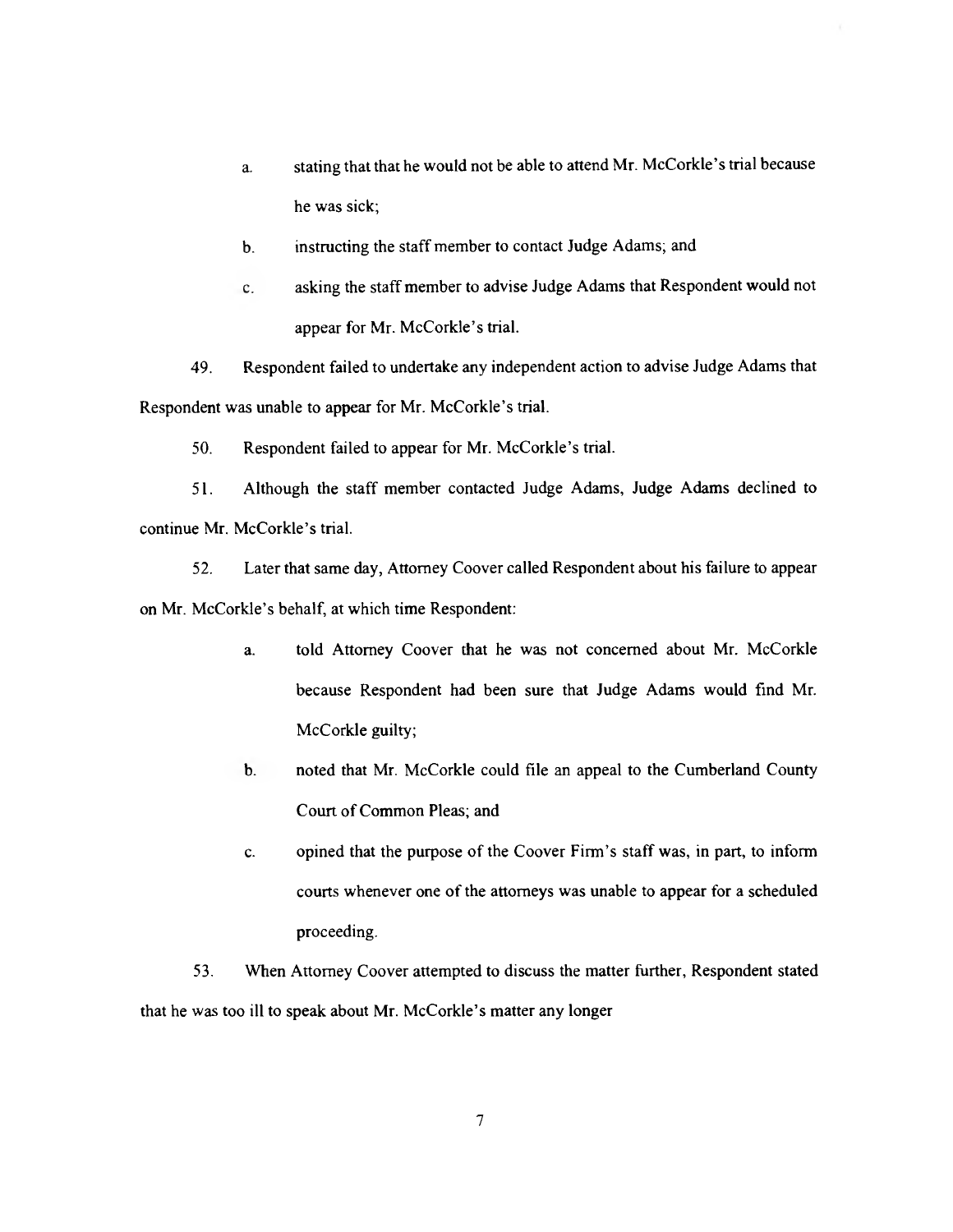a. stating that that he would not be able to attend Mr. McCorkle's trial because he was sick;

b. instructing the staff member to contact Judge Adams; and

c. asking the staff member to advise Judge Adams that Respondent would not appear for Mr. McCorkle's trial.

49. Respondent failed to undertake any independent action to advise Judge Adams that Respondent was unable to appear for Mr. McCorkle's trial.

50. Respondent failed to appear for Mr. McCorkle's trial.

51. Although the staff member contacted Judge Adams, Judge Adams declined to continue Mr. McCorkle's trial.

52. Later that same day, Attorney Coover called Respondent about his failure to appear on Mr. McCorkle's behalf, at which time Respondent:

a. told Attorney Coover that he was not concerned about Mr. McCorkle because Respondent had been sure that Judge Adams would find Mr. McCorkle guilty;

b. noted that Mr. McCorkle could file an appeal to the Cumberland County Court of Common Pleas; and

c. opined that the purpose of the Coover Firm's staff was, in part, to inform courts whenever one of the attorneys was unable to appear for a scheduled proceeding.

53. When Attorney Coover attempted to discuss the matter further, Respondent stated that he was too ill to speak about Mr. McCorkle's matter any longer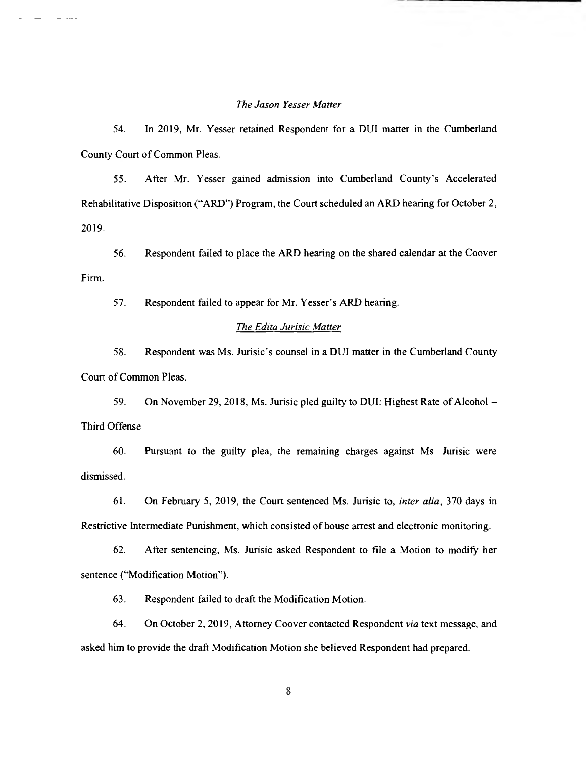*The Jason Yesser Matter*

54. In 2019, Mr. Yesser retained Respondent for a DUI matter in the Cumberland County Court of Common Pleas.

55. After Mr. Yesser gained admission into Cumberland County's Accelerated Rehabilitative Disposition ("ARD") Program, the Court scheduled an ARD hearing for October 2, 2019.

56. Respondent failed to place the ARD hearing on the shared calendar at the Coover Firm.

57. Respondent failed to appear for Mr. Yesser's ARD hearing.

*The Edita Jurisic Matter*

58. Respondent was Ms. Jurisic's counsel in a DUI matter in the Cumberland County Court of Common Pleas.

59. On November 29, 2018, Ms. Jurisic pled guilty to DUI: Highest Rate of Alcohol – Third Offense.

60. Pursuant to the guilty plea, the remaining charges against Ms. Jurisic were dismissed.

61. On February 5, 2019, the Court sentenced Ms. Jurisic to, *inter alia*, 370 days in Restrictive Intermediate Punishment, which consisted of house arrest and electronic monitoring.

62. After sentencing, Ms. Jurisic asked Respondent to file a Motion to modify her sentence ("Modification Motion").

63. Respondent failed to draft the Modification Motion.

64. On October 2, 2019, Attorney Coover contacted Respondent *via* text message, and asked him to provide the draft Modification Motion she believed Respondent had prepared.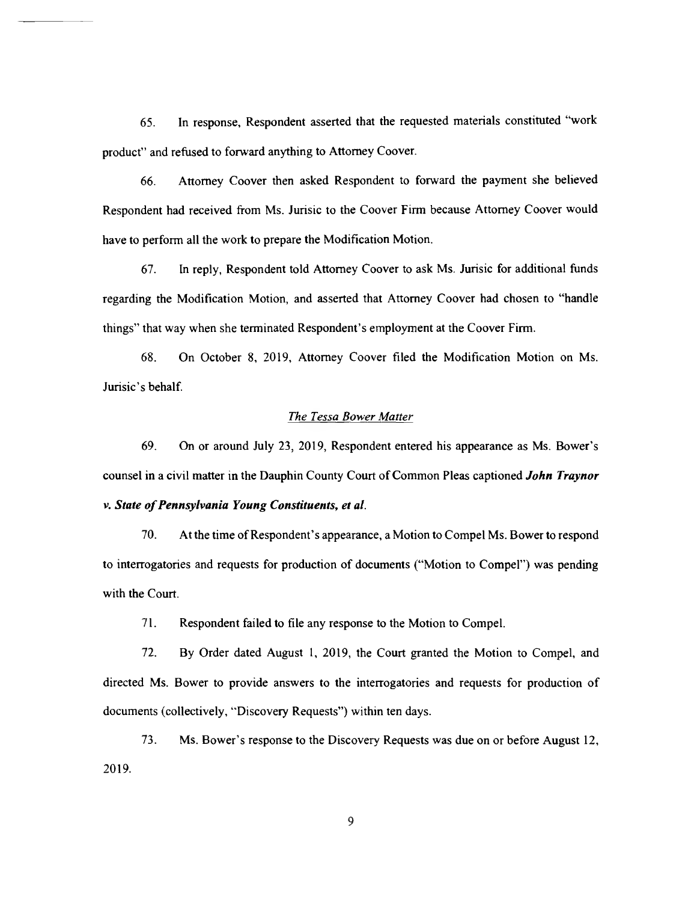65. In response, Respondent asserted that the requested materials constituted "work product" and refused to forward anything to Attorney Coover.

66. Attorney Coover then asked Respondent to forward the payment she believed Respondent had received from Ms. Jurisic to the Coover Firm because Attorney Coover would have to perform all the work to prepare the Modification Motion.

67. In reply, Respondent told Attorney Coover to ask Ms. Jurisic for additional funds regarding the Modification Motion, and asserted that Attorney Coover had chosen to "handle things" that way when she terminated Respondent's employment at the Coover Firm.

68. On October 8, 2019, Attorney Coover filed the Modification Motion on Ms. Jurisic's behalf.

*The Tessa Bower Matter*

69. On or around July 23, 2019, Respondent entered his appearance as Ms. Bower's counsel in a civil matter in the Dauphin County Court of Common Pleas captioned ***John Traynor v. State of Pennsylvania Young Constituents, et al.***

70. At the time of Respondent's appearance, a Motion to Compel Ms. Bower to respond to interrogatories and requests for production of documents ("Motion to Compel") was pending with the Court.

71. Respondent failed to file any response to the Motion to Compel.

72. By Order dated August 1, 2019, the Court granted the Motion to Compel, and directed Ms. Bower to provide answers to the interrogatories and requests for production of documents (collectively, "Discovery Requests") within ten days.

73. Ms. Bower's response to the Discovery Requests was due on or before August 12, 2019.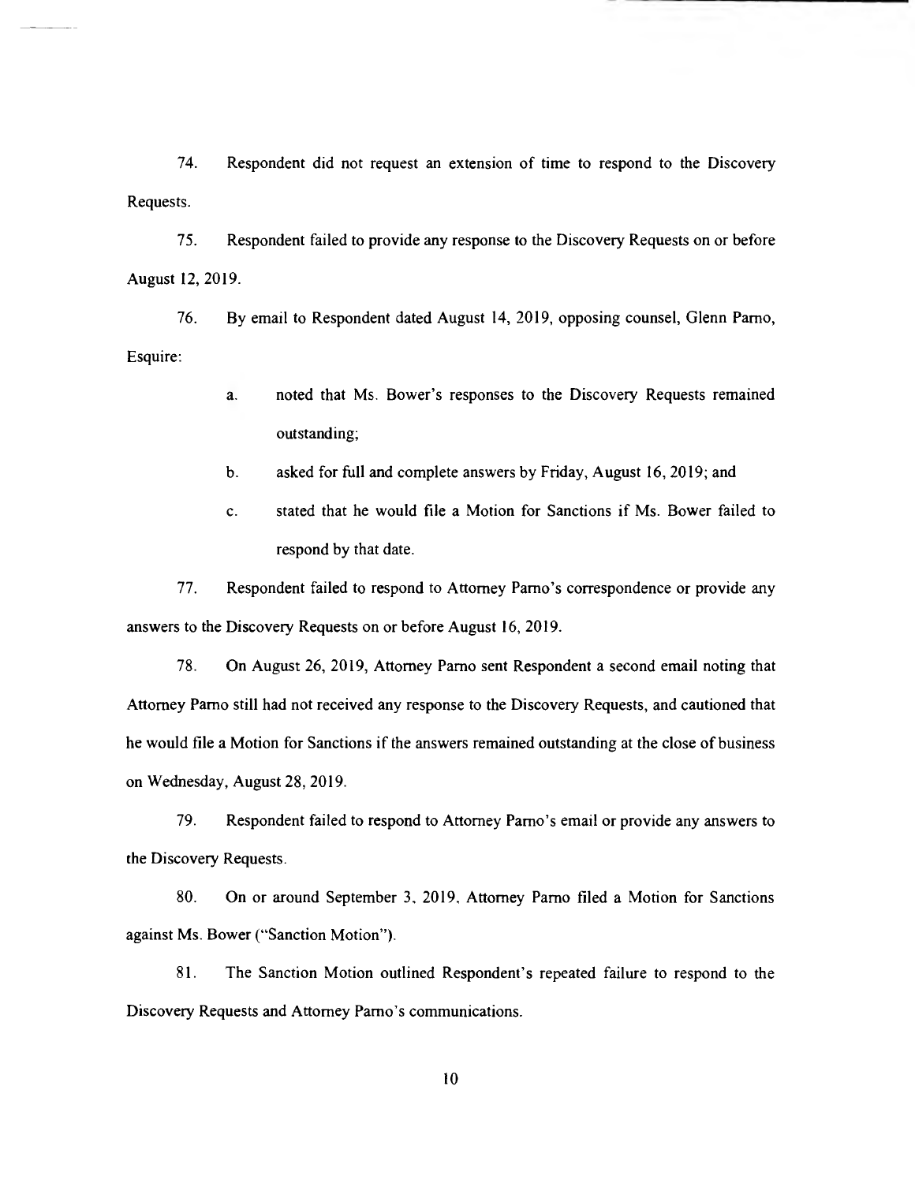74. Respondent did not request an extension of time to respond to the Discovery Requests.

75. Respondent failed to provide any response to the Discovery Requests on or before August 12, 2019.

76. By email to Respondent dated August 14, 2019, opposing counsel, Glenn Parno, Esquire:

   a. noted that Ms. Bower's responses to the Discovery Requests remained outstanding;

   b. asked for full and complete answers by Friday, August 16, 2019; and

   c. stated that he would file a Motion for Sanctions if Ms. Bower failed to respond by that date.

77. Respondent failed to respond to Attorney Parno's correspondence or provide any answers to the Discovery Requests on or before August 16, 2019.

78. On August 26, 2019, Attorney Parno sent Respondent a second email noting that Attorney Parno still had not received any response to the Discovery Requests, and cautioned that he would file a Motion for Sanctions if the answers remained outstanding at the close of business on Wednesday, August 28, 2019.

79. Respondent failed to respond to Attorney Parno's email or provide any answers to the Discovery Requests.

80. On or around September 3, 2019, Attorney Parno filed a Motion for Sanctions against Ms. Bower ("Sanction Motion").

81. The Sanction Motion outlined Respondent's repeated failure to respond to the Discovery Requests and Attorney Parno's communications.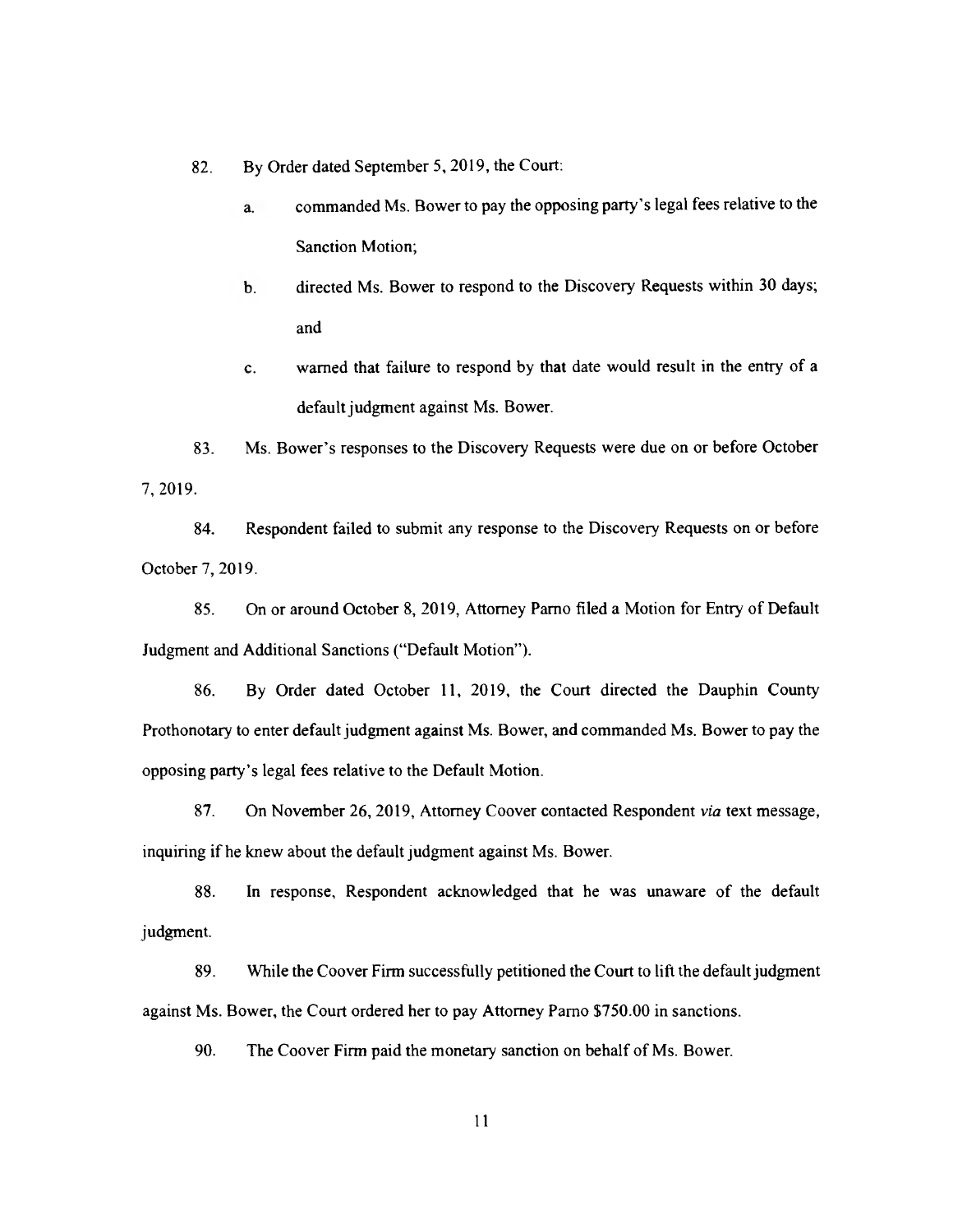82. By Order dated September 5, 2019, the Court:

   a. commanded Ms. Bower to pay the opposing party's legal fees relative to the Sanction Motion;

   b. directed Ms. Bower to respond to the Discovery Requests within 30 days; and

   c. warned that failure to respond by that date would result in the entry of a default judgment against Ms. Bower.

83. Ms. Bower's responses to the Discovery Requests were due on or before October 7, 2019.

84. Respondent failed to submit any response to the Discovery Requests on or before October 7, 2019.

85. On or around October 8, 2019, Attorney Parno filed a Motion for Entry of Default Judgment and Additional Sanctions ("Default Motion").

86. By Order dated October 11, 2019, the Court directed the Dauphin County Prothonotary to enter default judgment against Ms. Bower, and commanded Ms. Bower to pay the opposing party's legal fees relative to the Default Motion.

87. On November 26, 2019, Attorney Coover contacted Respondent *via* text message, inquiring if he knew about the default judgment against Ms. Bower.

88. In response, Respondent acknowledged that he was unaware of the default judgment.

89. While the Coover Firm successfully petitioned the Court to lift the default judgment against Ms. Bower, the Court ordered her to pay Attorney Parno $750.00 in sanctions.

90. The Coover Firm paid the monetary sanction on behalf of Ms. Bower.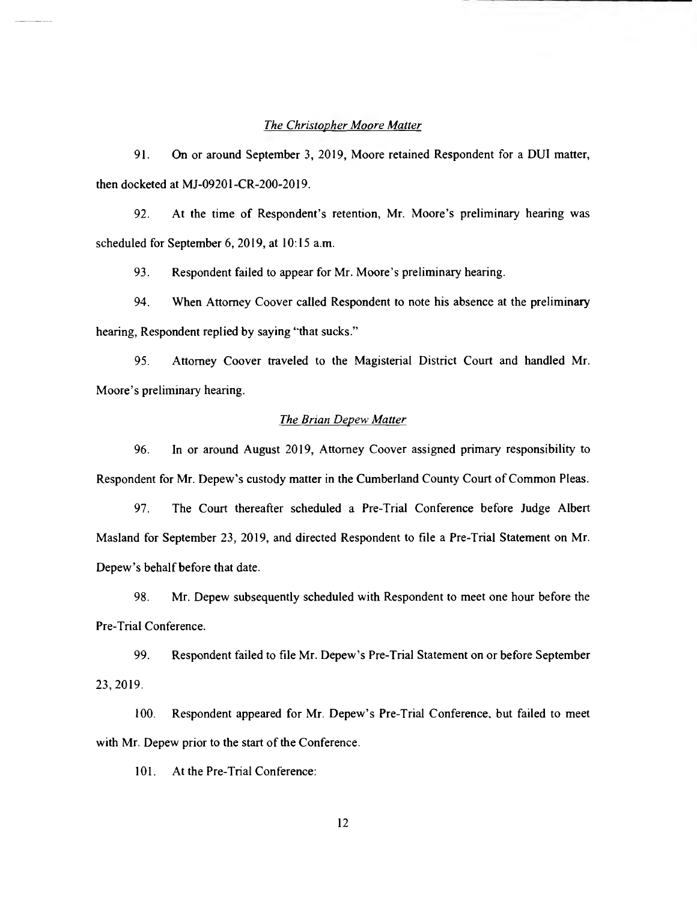*The Christopher Moore Matter*

91. On or around September 3, 2019, Moore retained Respondent for a DUI matter, then docketed at MJ-09201-CR-200-2019.

92. At the time of Respondent's retention, Mr. Moore's preliminary hearing was scheduled for September 6, 2019, at 10:15 a.m.

93. Respondent failed to appear for Mr. Moore's preliminary hearing.

94. When Attorney Coover called Respondent to note his absence at the preliminary hearing, Respondent replied by saying "that sucks."

95. Attorney Coover traveled to the Magisterial District Court and handled Mr. Moore's preliminary hearing.

*The Brian Depew Matter*

96. In or around August 2019, Attorney Coover assigned primary responsibility to Respondent for Mr. Depew's custody matter in the Cumberland County Court of Common Pleas.

97. The Court thereafter scheduled a Pre-Trial Conference before Judge Albert Masland for September 23, 2019, and directed Respondent to file a Pre-Trial Statement on Mr. Depew's behalf before that date.

98. Mr. Depew subsequently scheduled with Respondent to meet one hour before the Pre-Trial Conference.

99. Respondent failed to file Mr. Depew's Pre-Trial Statement on or before September 23, 2019.

100. Respondent appeared for Mr. Depew's Pre-Trial Conference, but failed to meet with Mr. Depew prior to the start of the Conference.

101. At the Pre-Trial Conference: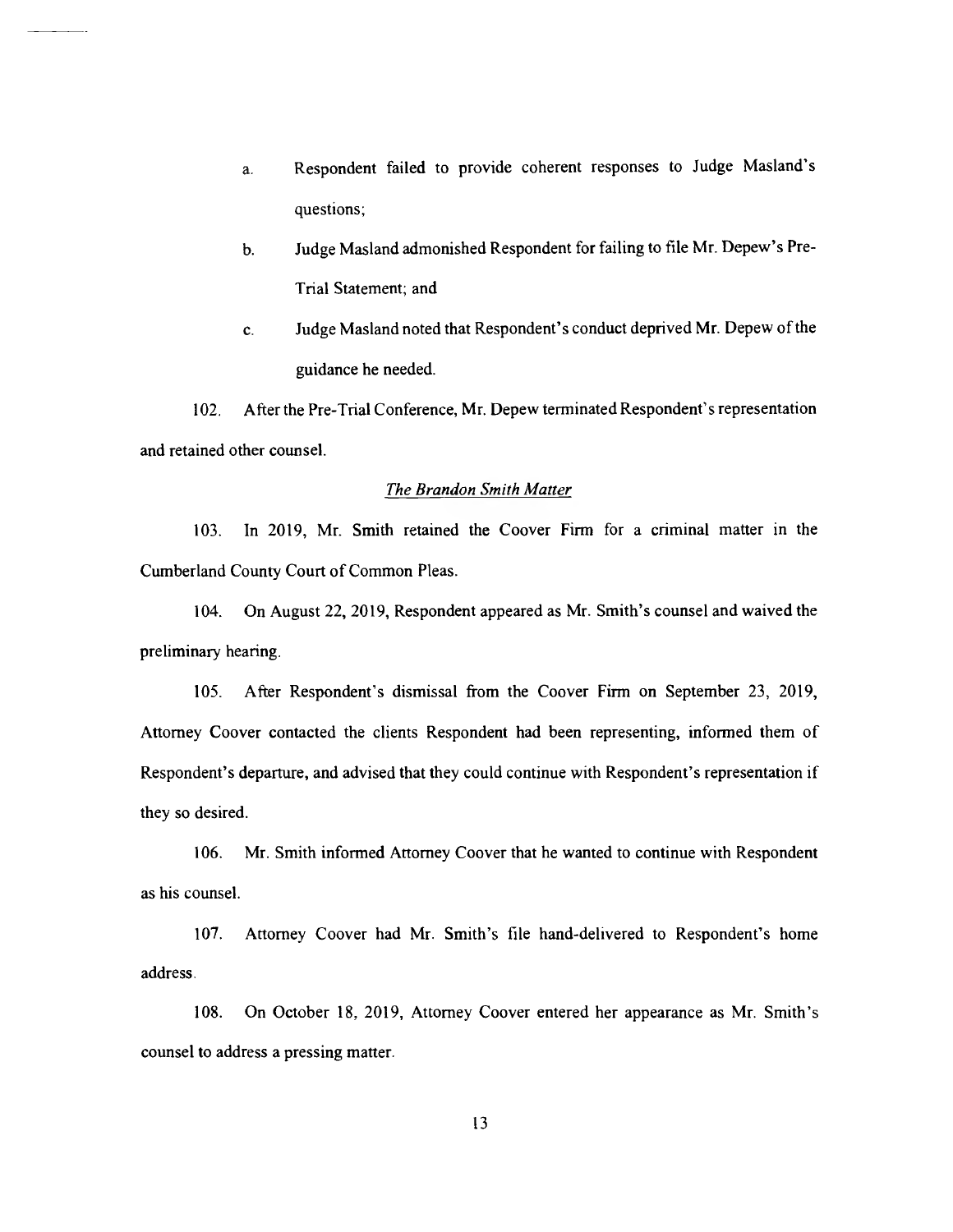a. Respondent failed to provide coherent responses to Judge Masland's questions;

b. Judge Masland admonished Respondent for failing to file Mr. Depew's Pre-Trial Statement; and

c. Judge Masland noted that Respondent's conduct deprived Mr. Depew of the guidance he needed.

102. After the Pre-Trial Conference, Mr. Depew terminated Respondent's representation and retained other counsel.

*The Brandon Smith Matter*

103. In 2019, Mr. Smith retained the Coover Firm for a criminal matter in the Cumberland County Court of Common Pleas.

104. On August 22, 2019, Respondent appeared as Mr. Smith's counsel and waived the preliminary hearing.

105. After Respondent's dismissal from the Coover Firm on September 23, 2019, Attorney Coover contacted the clients Respondent had been representing, informed them of Respondent's departure, and advised that they could continue with Respondent's representation if they so desired.

106. Mr. Smith informed Attorney Coover that he wanted to continue with Respondent as his counsel.

107. Attorney Coover had Mr. Smith's file hand-delivered to Respondent's home address.

108. On October 18, 2019, Attorney Coover entered her appearance as Mr. Smith's counsel to address a pressing matter.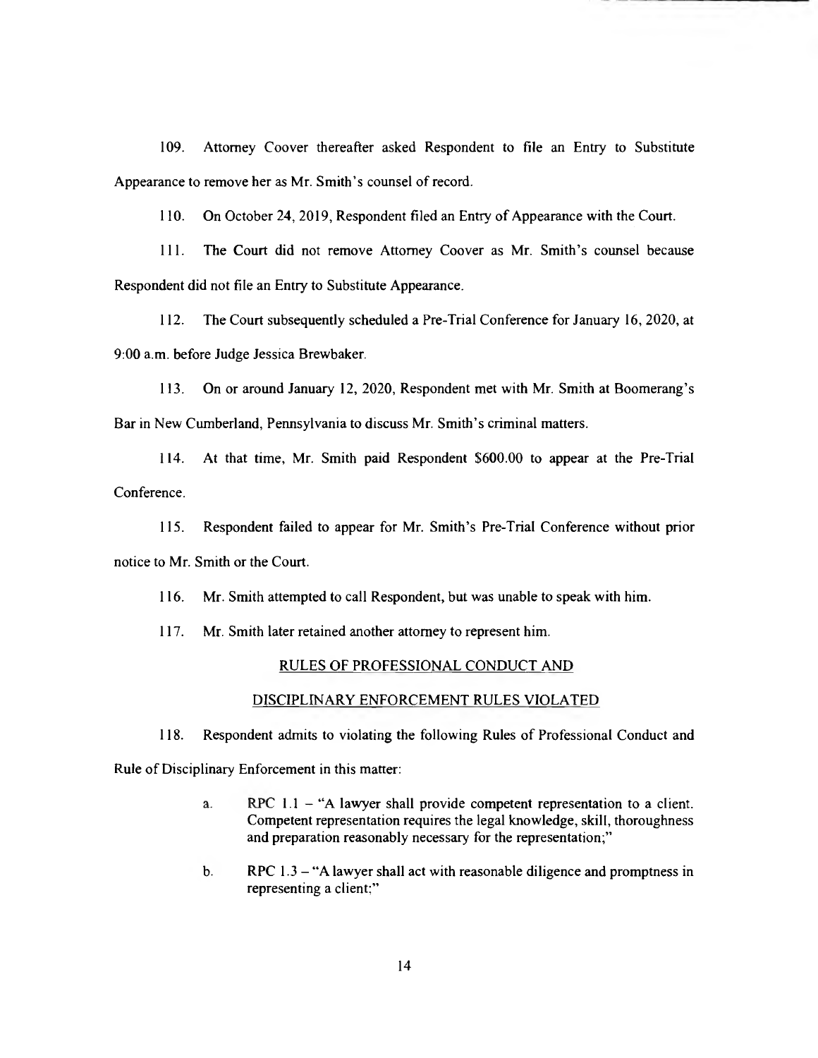109. Attorney Coover thereafter asked Respondent to file an Entry to Substitute Appearance to remove her as Mr. Smith's counsel of record.

110. On October 24, 2019, Respondent filed an Entry of Appearance with the Court.

111. The Court did not remove Attorney Coover as Mr. Smith's counsel because Respondent did not file an Entry to Substitute Appearance.

112. The Court subsequently scheduled a Pre-Trial Conference for January 16, 2020, at 9:00 a.m. before Judge Jessica Brewbaker.

113. On or around January 12, 2020, Respondent met with Mr. Smith at Boomerang's Bar in New Cumberland, Pennsylvania to discuss Mr. Smith's criminal matters.

114. At that time, Mr. Smith paid Respondent $600.00 to appear at the Pre-Trial Conference.

115. Respondent failed to appear for Mr. Smith's Pre-Trial Conference without prior notice to Mr. Smith or the Court.

116. Mr. Smith attempted to call Respondent, but was unable to speak with him.

117. Mr. Smith later retained another attorney to represent him.

## RULES OF PROFESSIONAL CONDUCT AND DISCIPLINARY ENFORCEMENT RULES VIOLATED

118. Respondent admits to violating the following Rules of Professional Conduct and Rule of Disciplinary Enforcement in this matter:

a. RPC 1.1 – "A lawyer shall provide competent representation to a client. Competent representation requires the legal knowledge, skill, thoroughness and preparation reasonably necessary for the representation;"

b. RPC 1.3 – "A lawyer shall act with reasonable diligence and promptness in representing a client;"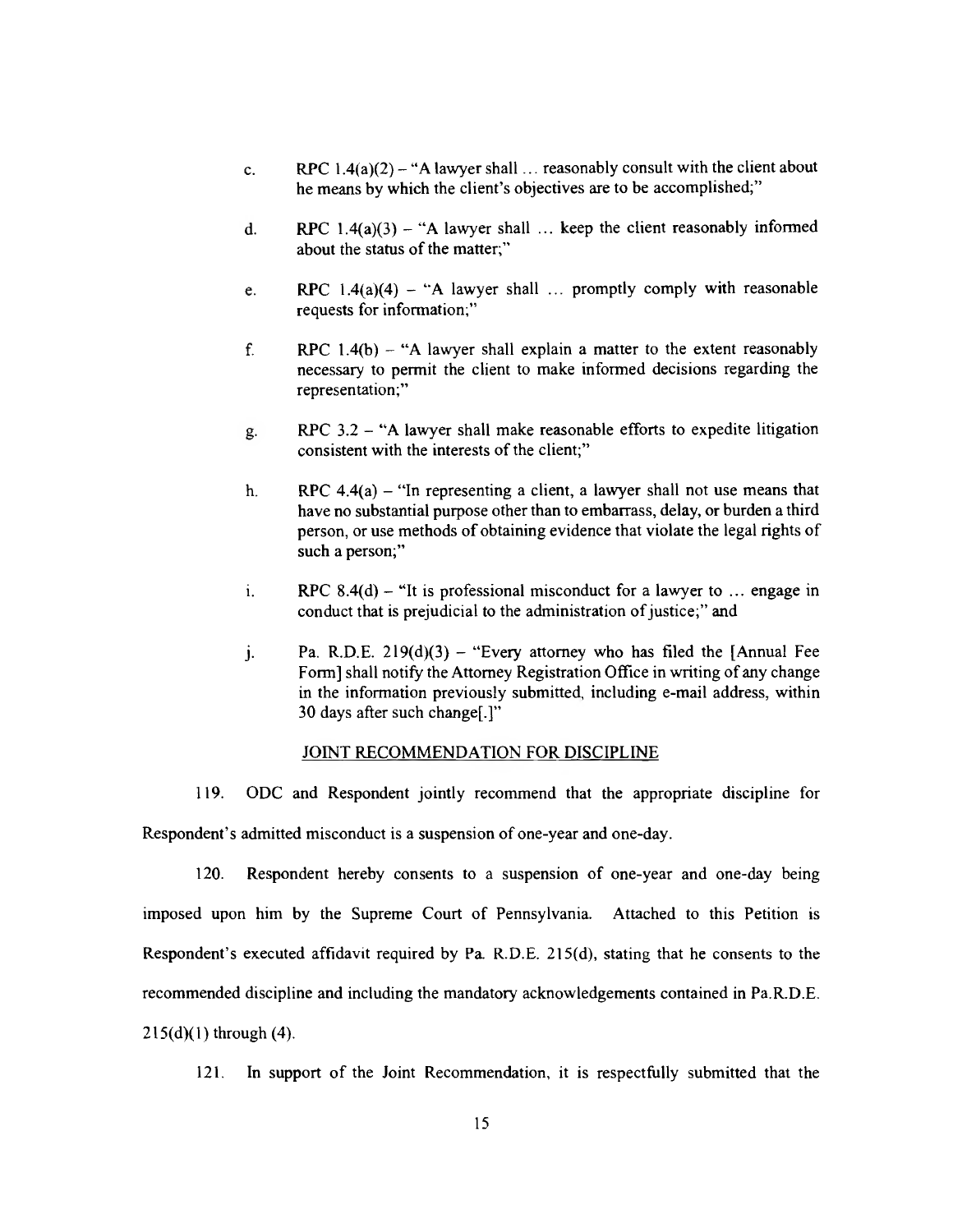c. RPC 1.4(a)(2) – "A lawyer shall ... reasonably consult with the client about he means by which the client's objectives are to be accomplished;"

d. RPC 1.4(a)(3) – "A lawyer shall ... keep the client reasonably informed about the status of the matter;"

e. RPC 1.4(a)(4) – "A lawyer shall ... promptly comply with reasonable requests for information;"

f. RPC 1.4(b) – "A lawyer shall explain a matter to the extent reasonably necessary to permit the client to make informed decisions regarding the representation;"

g. RPC 3.2 – "A lawyer shall make reasonable efforts to expedite litigation consistent with the interests of the client;"

h. RPC 4.4(a) – "In representing a client, a lawyer shall not use means that have no substantial purpose other than to embarrass, delay, or burden a third person, or use methods of obtaining evidence that violate the legal rights of such a person;"

i. RPC 8.4(d) – "It is professional misconduct for a lawyer to ... engage in conduct that is prejudicial to the administration of justice;" and

j. Pa. R.D.E. 219(d)(3) – "Every attorney who has filed the [Annual Fee Form] shall notify the Attorney Registration Office in writing of any change in the information previously submitted, including e-mail address, within 30 days after such change[.]"

## JOINT RECOMMENDATION FOR DISCIPLINE

119. ODC and Respondent jointly recommend that the appropriate discipline for Respondent's admitted misconduct is a suspension of one-year and one-day.

120. Respondent hereby consents to a suspension of one-year and one-day being imposed upon him by the Supreme Court of Pennsylvania. Attached to this Petition is Respondent's executed affidavit required by Pa. R.D.E. 215(d), stating that he consents to the recommended discipline and including the mandatory acknowledgements contained in Pa.R.D.E. 215(d)(1) through (4).

121. In support of the Joint Recommendation, it is respectfully submitted that the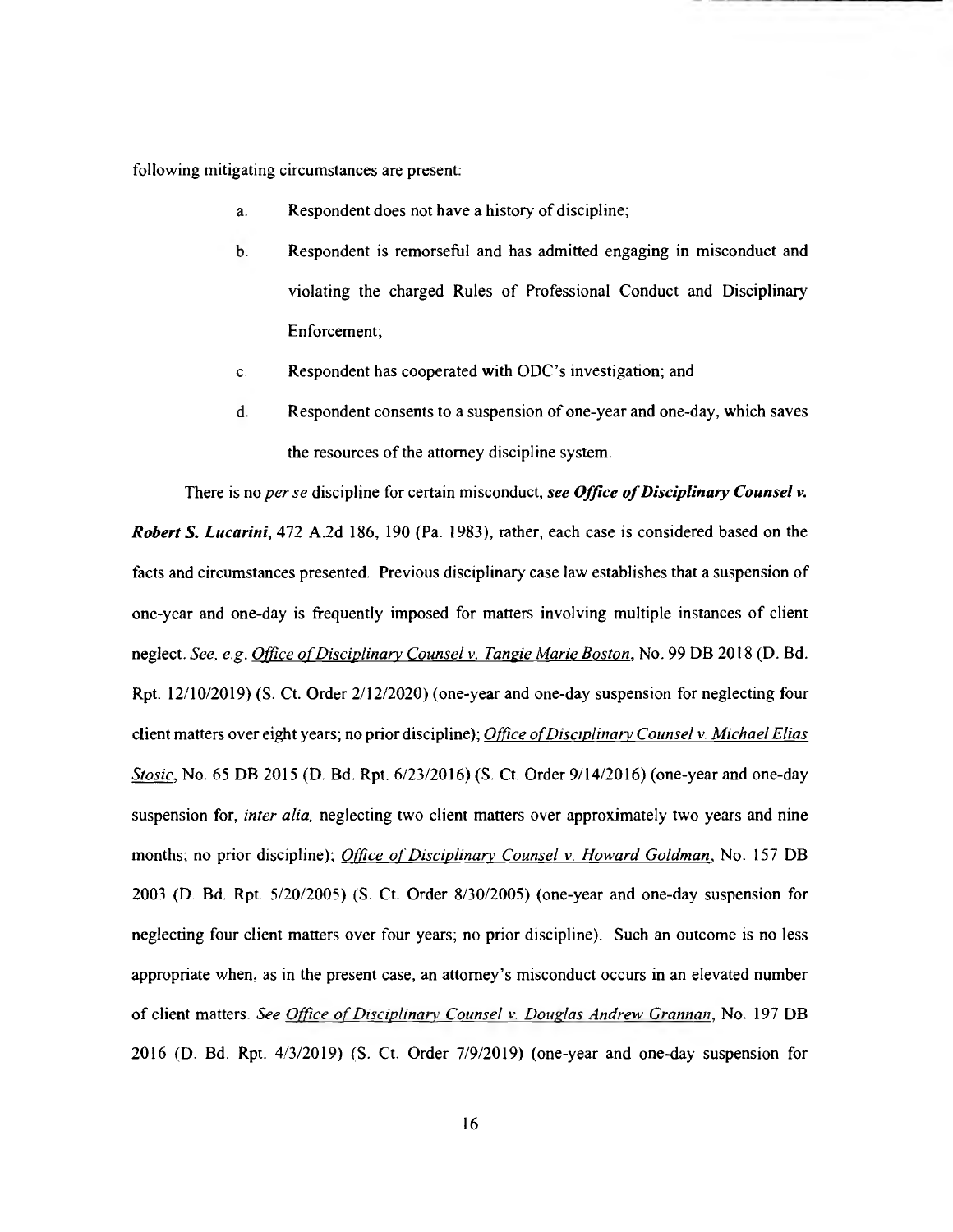following mitigating circumstances are present:

a. Respondent does not have a history of discipline;

b. Respondent is remorseful and has admitted engaging in misconduct and violating the charged Rules of Professional Conduct and Disciplinary Enforcement;

c. Respondent has cooperated with ODC's investigation; and

d. Respondent consents to a suspension of one-year and one-day, which saves the resources of the attorney discipline system.

There is no *per se* discipline for certain misconduct, *see* ***Office of Disciplinary Counsel v. Robert S. Lucarini***, 472 A.2d 186, 190 (Pa. 1983), rather, each case is considered based on the facts and circumstances presented. Previous disciplinary case law establishes that a suspension of one-year and one-day is frequently imposed for matters involving multiple instances of client neglect. *See, e.g.* *Office of Disciplinary Counsel v. Tangie Marie Boston*, No. 99 DB 2018 (D. Bd. Rpt. 12/10/2019) (S. Ct. Order 2/12/2020) (one-year and one-day suspension for neglecting four client matters over eight years; no prior discipline); *Office of Disciplinary Counsel v. Michael Elias Stosic*, No. 65 DB 2015 (D. Bd. Rpt. 6/23/2016) (S. Ct. Order 9/14/2016) (one-year and one-day suspension for, *inter alia,* neglecting two client matters over approximately two years and nine months; no prior discipline); *Office of Disciplinary Counsel v. Howard Goldman*, No. 157 DB 2003 (D. Bd. Rpt. 5/20/2005) (S. Ct. Order 8/30/2005) (one-year and one-day suspension for neglecting four client matters over four years; no prior discipline). Such an outcome is no less appropriate when, as in the present case, an attorney's misconduct occurs in an elevated number of client matters. *See* *Office of Disciplinary Counsel v. Douglas Andrew Grannan*, No. 197 DB 2016 (D. Bd. Rpt. 4/3/2019) (S. Ct. Order 7/9/2019) (one-year and one-day suspension for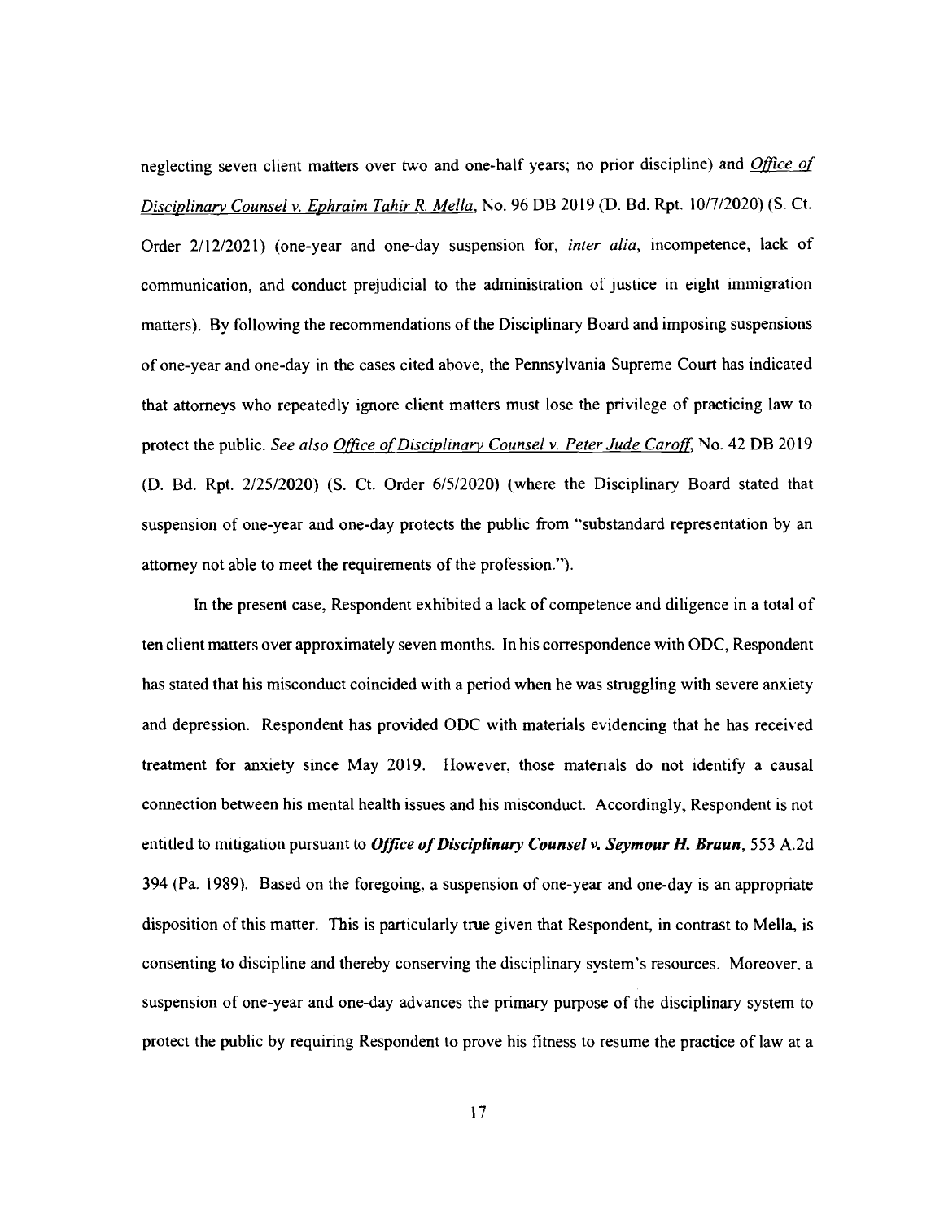neglecting seven client matters over two and one-half years; no prior discipline) and _Office of Disciplinary Counsel v. Ephraim Tahir R. Mella_, No. 96 DB 2019 (D. Bd. Rpt. 10/7/2020) (S. Ct. Order 2/12/2021) (one-year and one-day suspension for, *inter alia*, incompetence, lack of communication, and conduct prejudicial to the administration of justice in eight immigration matters). By following the recommendations of the Disciplinary Board and imposing suspensions of one-year and one-day in the cases cited above, the Pennsylvania Supreme Court has indicated that attorneys who repeatedly ignore client matters must lose the privilege of practicing law to protect the public. *See also* _Office of Disciplinary Counsel v. Peter Jude Caroff_, No. 42 DB 2019 (D. Bd. Rpt. 2/25/2020) (S. Ct. Order 6/5/2020) (where the Disciplinary Board stated that suspension of one-year and one-day protects the public from "substandard representation by an attorney not able to meet the requirements of the profession.").

In the present case, Respondent exhibited a lack of competence and diligence in a total of ten client matters over approximately seven months. In his correspondence with ODC, Respondent has stated that his misconduct coincided with a period when he was struggling with severe anxiety and depression. Respondent has provided ODC with materials evidencing that he has received treatment for anxiety since May 2019. However, those materials do not identify a causal connection between his mental health issues and his misconduct. Accordingly, Respondent is not entitled to mitigation pursuant to ***Office of Disciplinary Counsel v. Seymour H. Braun***, 553 A.2d 394 (Pa. 1989). Based on the foregoing, a suspension of one-year and one-day is an appropriate disposition of this matter. This is particularly true given that Respondent, in contrast to Mella, is consenting to discipline and thereby conserving the disciplinary system's resources. Moreover, a suspension of one-year and one-day advances the primary purpose of the disciplinary system to protect the public by requiring Respondent to prove his fitness to resume the practice of law at a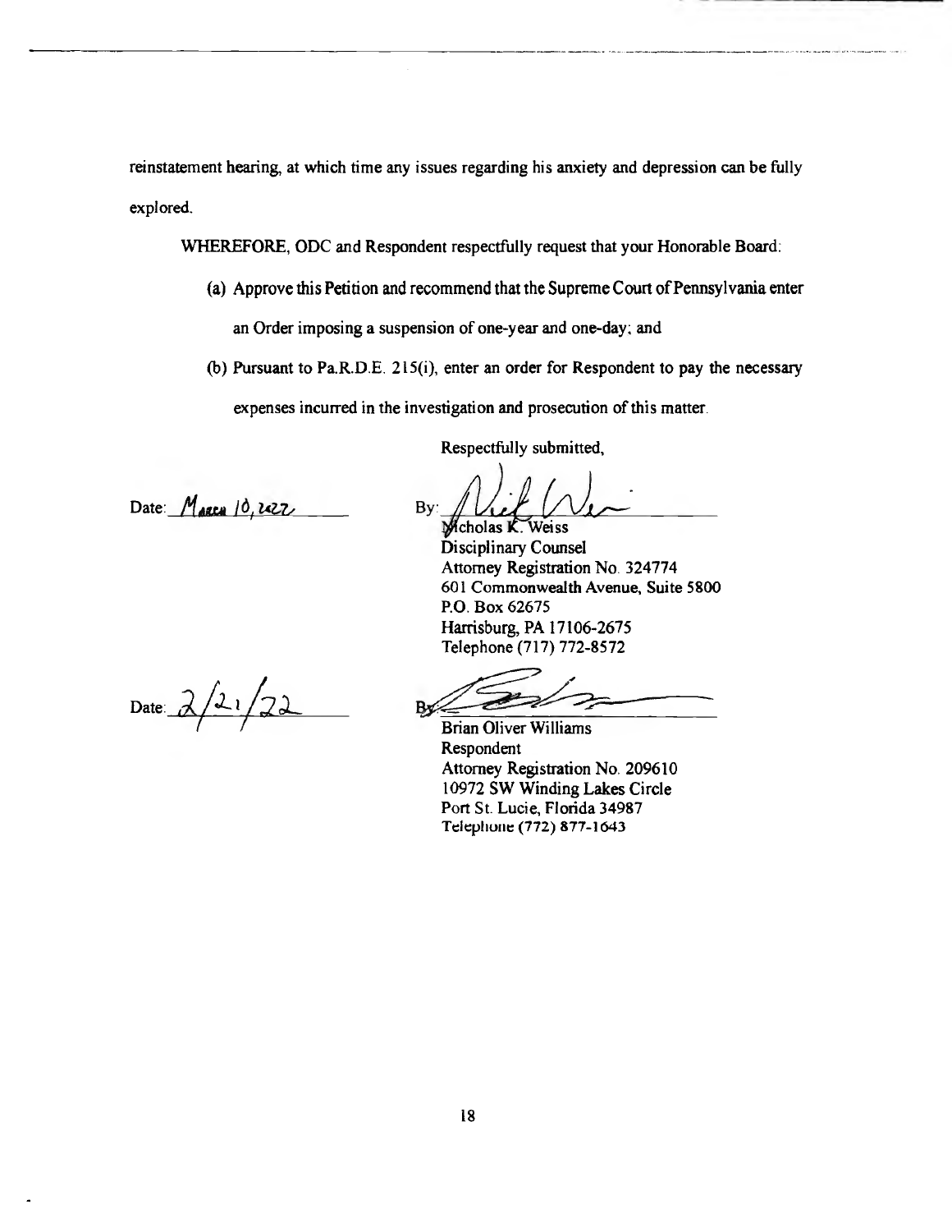reinstatement hearing, at which time any issues regarding his anxiety and depression can be fully explored.

WHEREFORE, ODC and Respondent respectfully request that your Honorable Board:

(a) Approve this Petition and recommend that the Supreme Court of Pennsylvania enter an Order imposing a suspension of one-year and one-day; and

(b) Pursuant to Pa.R.D.E. 215(i), enter an order for Respondent to pay the necessary expenses incurred in the investigation and prosecution of this matter.

Respectfully submitted,

Date: March 10, 2022

By: _______________
Nicholas K. Weiss
Disciplinary Counsel
Attorney Registration No. 324774
601 Commonwealth Avenue, Suite 5800
P.O. Box 62675
Harrisburg, PA 17106-2675
Telephone (717) 772-8572

Date: 2/21/22

By: _______________
Brian Oliver Williams
Respondent
Attorney Registration No. 209610
10972 SW Winding Lakes Circle
Port St. Lucie, Florida 34987
Telephone (772) 877-1643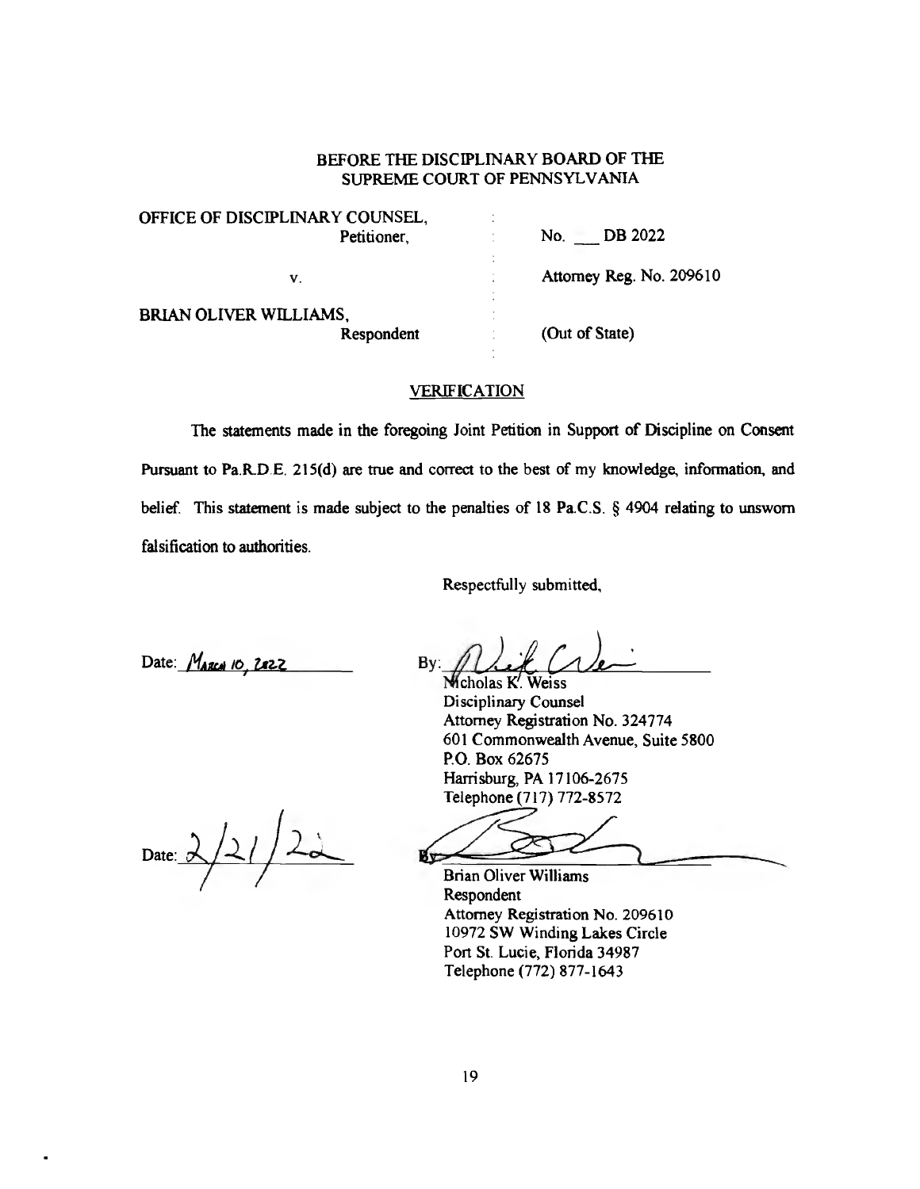BEFORE THE DISCIPLINARY BOARD OF THE
SUPREME COURT OF PENNSYLVANIA

| | | |
|---|---|---|
| OFFICE OF DISCIPLINARY COUNSEL, Petitioner, | : | No. ___ DB 2022 |
| v. | : | Attorney Reg. No. 209610 |
| BRIAN OLIVER WILLIAMS, Respondent | : | (Out of State) |

## VERIFICATION

The statements made in the foregoing Joint Petition in Support of Discipline on Consent Pursuant to Pa.R.D.E. 215(d) are true and correct to the best of my knowledge, information, and belief. This statement is made subject to the penalties of 18 Pa.C.S. § 4904 relating to unsworn falsification to authorities.

Respectfully submitted,

Date: March 10, 2022

By: 
Nicholas K. Weiss
Disciplinary Counsel
Attorney Registration No. 324774
601 Commonwealth Avenue, Suite 5800
P.O. Box 62675
Harrisburg, PA 17106-2675
Telephone (717) 772-8572

Date: 2/21/22

By: 
Brian Oliver Williams
Respondent
Attorney Registration No. 209610
10972 SW Winding Lakes Circle
Port St. Lucie, Florida 34987
Telephone (772) 877-1643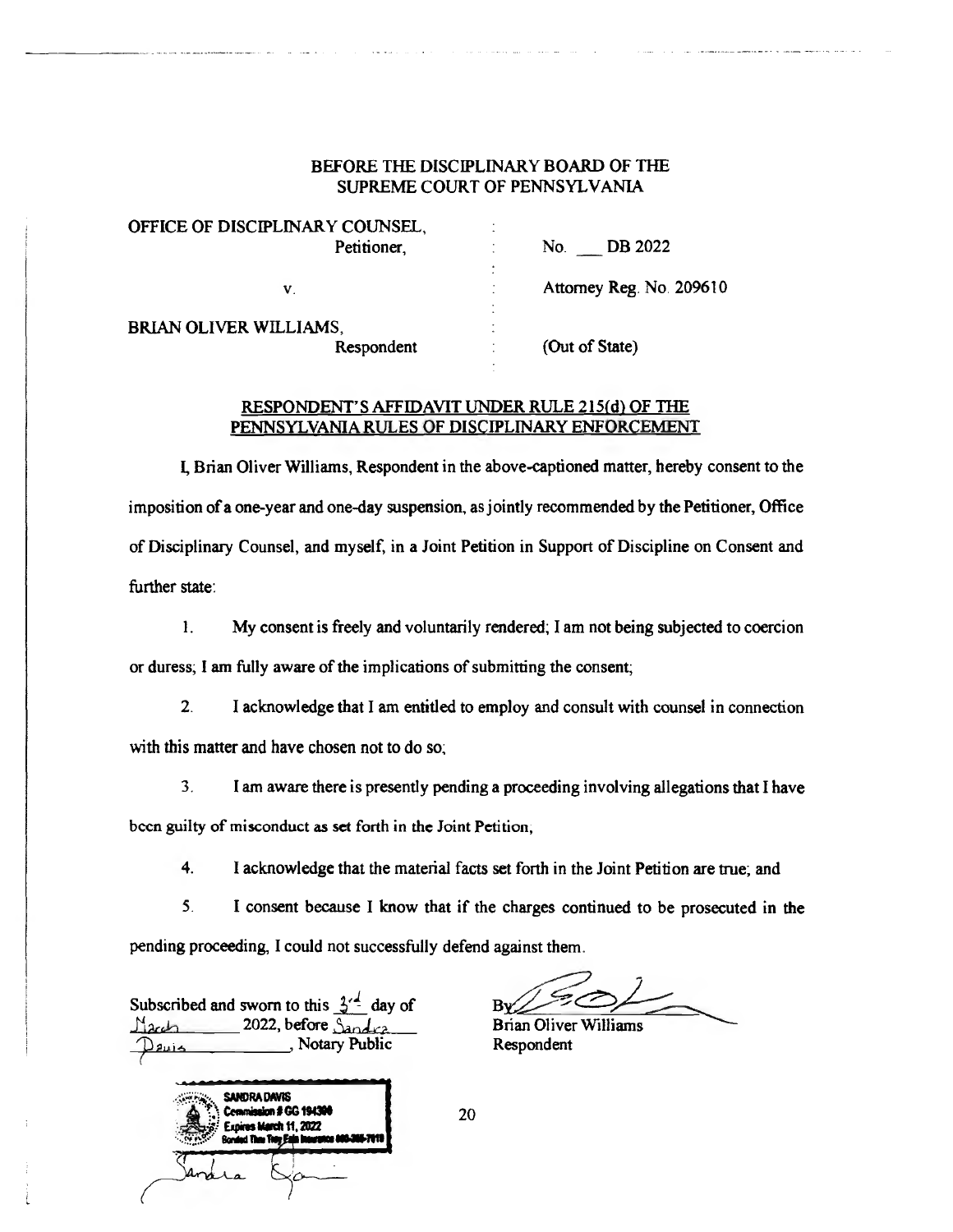BEFORE THE DISCIPLINARY BOARD OF THE SUPREME COURT OF PENNSYLVANIA

| | | |
|---|---|---|
| OFFICE OF DISCIPLINARY COUNSEL, Petitioner, | : | No. ___ DB 2022 |
| v. | : | Attorney Reg. No. 209610 |
| BRIAN OLIVER WILLIAMS, Respondent | : | (Out of State) |

RESPONDENT'S AFFIDAVIT UNDER RULE 215(d) OF THE PENNSYLVANIA RULES OF DISCIPLINARY ENFORCEMENT

I, Brian Oliver Williams, Respondent in the above-captioned matter, hereby consent to the imposition of a one-year and one-day suspension, as jointly recommended by the Petitioner, Office of Disciplinary Counsel, and myself, in a Joint Petition in Support of Discipline on Consent and further state:

1. My consent is freely and voluntarily rendered; I am not being subjected to coercion or duress; I am fully aware of the implications of submitting the consent;

2. I acknowledge that I am entitled to employ and consult with counsel in connection with this matter and have chosen not to do so;

3. I am aware there is presently pending a proceeding involving allegations that I have been guilty of misconduct as set forth in the Joint Petition;

4. I acknowledge that the material facts set forth in the Joint Petition are true; and

5. I consent because I know that if the charges continued to be prosecuted in the pending proceeding, I could not successfully defend against them.

Subscribed and sworn to this 3rd day of March 2022, before Sandra Davis, Notary Public

SANDRA DAVIS
Commission # GG 194300
Expires March 11, 2022
Bonded Thru Troy Fain Insurance 800-385-7019

By: [signature]
Brian Oliver Williams
Respondent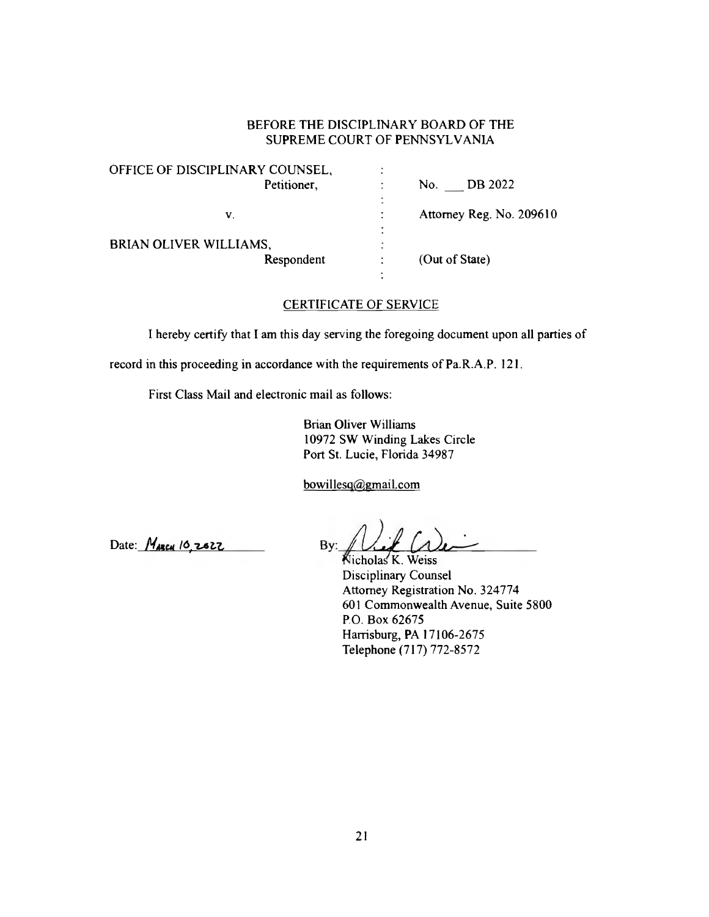BEFORE THE DISCIPLINARY BOARD OF THE
SUPREME COURT OF PENNSYLVANIA

| | | |
|---|---|---|
| OFFICE OF DISCIPLINARY COUNSEL, Petitioner, | : | No. ___ DB 2022 |
| v. | : | Attorney Reg. No. 209610 |
| BRIAN OLIVER WILLIAMS, Respondent | : | (Out of State) |

## CERTIFICATE OF SERVICE

I hereby certify that I am this day serving the foregoing document upon all parties of record in this proceeding in accordance with the requirements of Pa.R.A.P. 121.

First Class Mail and electronic mail as follows:

Brian Oliver Williams
10972 SW Winding Lakes Circle
Port St. Lucie, Florida 34987

bowillesq@gmail.com

Date: March 10, 2022

By: _______________
Nicholas K. Weiss
Disciplinary Counsel
Attorney Registration No. 324774
601 Commonwealth Avenue, Suite 5800
P.O. Box 62675
Harrisburg, PA 17106-2675
Telephone (717) 772-8572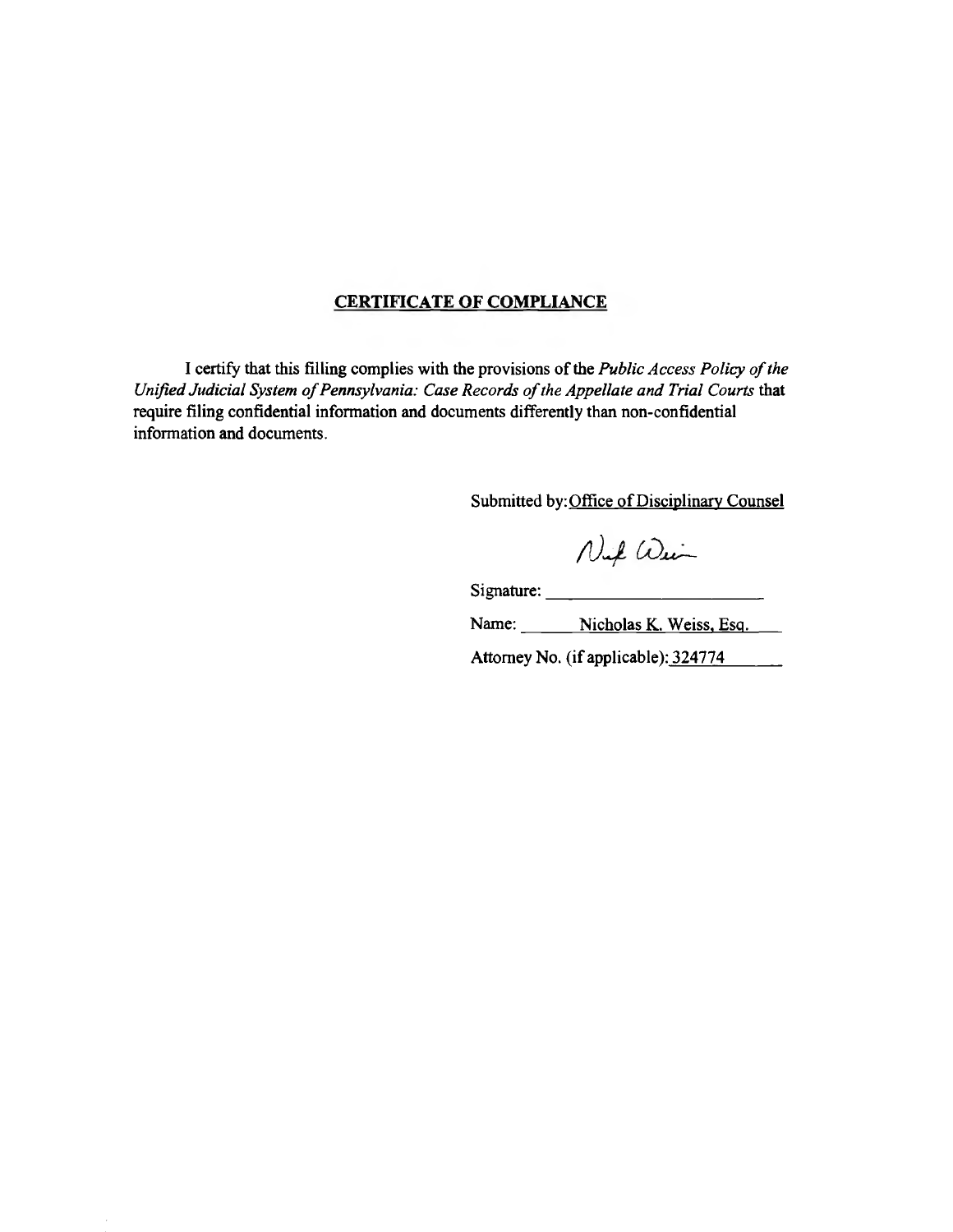## CERTIFICATE OF COMPLIANCE

I certify that this filling complies with the provisions of the *Public Access Policy of the Unified Judicial System of Pennsylvania: Case Records of the Appellate and Trial Courts* that require filing confidential information and documents differently than non-confidential information and documents.

Submitted by: Office of Disciplinary Counsel

Signature: ________________________

Name: Nicholas K. Weiss, Esq.

Attorney No. (if applicable): 324774